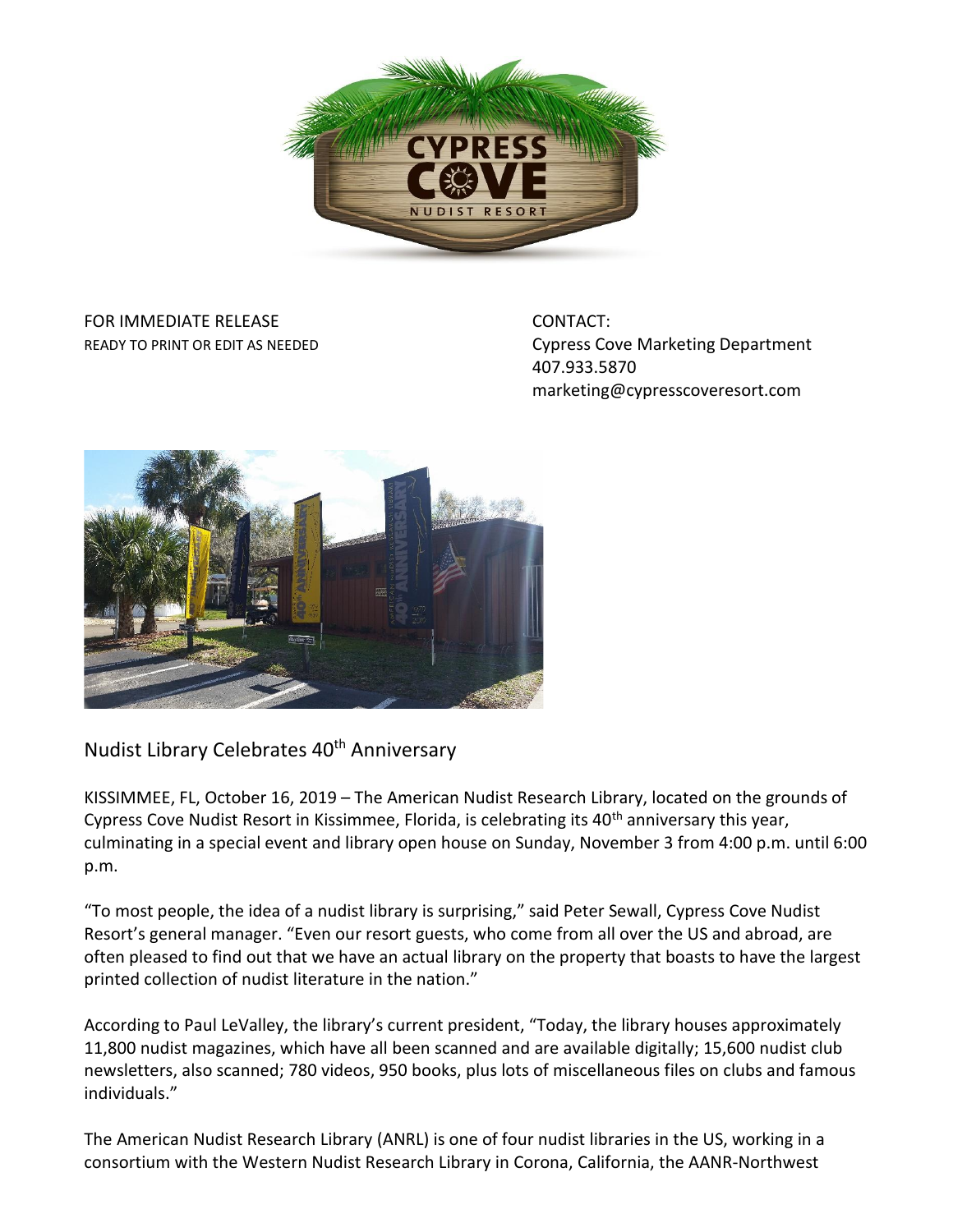FOR IMMEDIATE RELEASE
READY TO PRINT OR EDIT AS NEEDED

CONTACT:
Cypress Cove Marketing Department
407.933.5870
marketing@cypresscoveresort.com

## Nudist Library Celebrates 40th Anniversary

KISSIMMEE, FL, October 16, 2019 – The American Nudist Research Library, located on the grounds of Cypress Cove Nudist Resort in Kissimmee, Florida, is celebrating its 40th anniversary this year, culminating in a special event and library open house on Sunday, November 3 from 4:00 p.m. until 6:00 p.m.

"To most people, the idea of a nudist library is surprising," said Peter Sewall, Cypress Cove Nudist Resort's general manager. "Even our resort guests, who come from all over the US and abroad, are often pleased to find out that we have an actual library on the property that boasts to have the largest printed collection of nudist literature in the nation."

According to Paul LeValley, the library's current president, "Today, the library houses approximately 11,800 nudist magazines, which have all been scanned and are available digitally; 15,600 nudist club newsletters, also scanned; 780 videos, 950 books, plus lots of miscellaneous files on clubs and famous individuals."

The American Nudist Research Library (ANRL) is one of four nudist libraries in the US, working in a consortium with the Western Nudist Research Library in Corona, California, the AANR-Northwest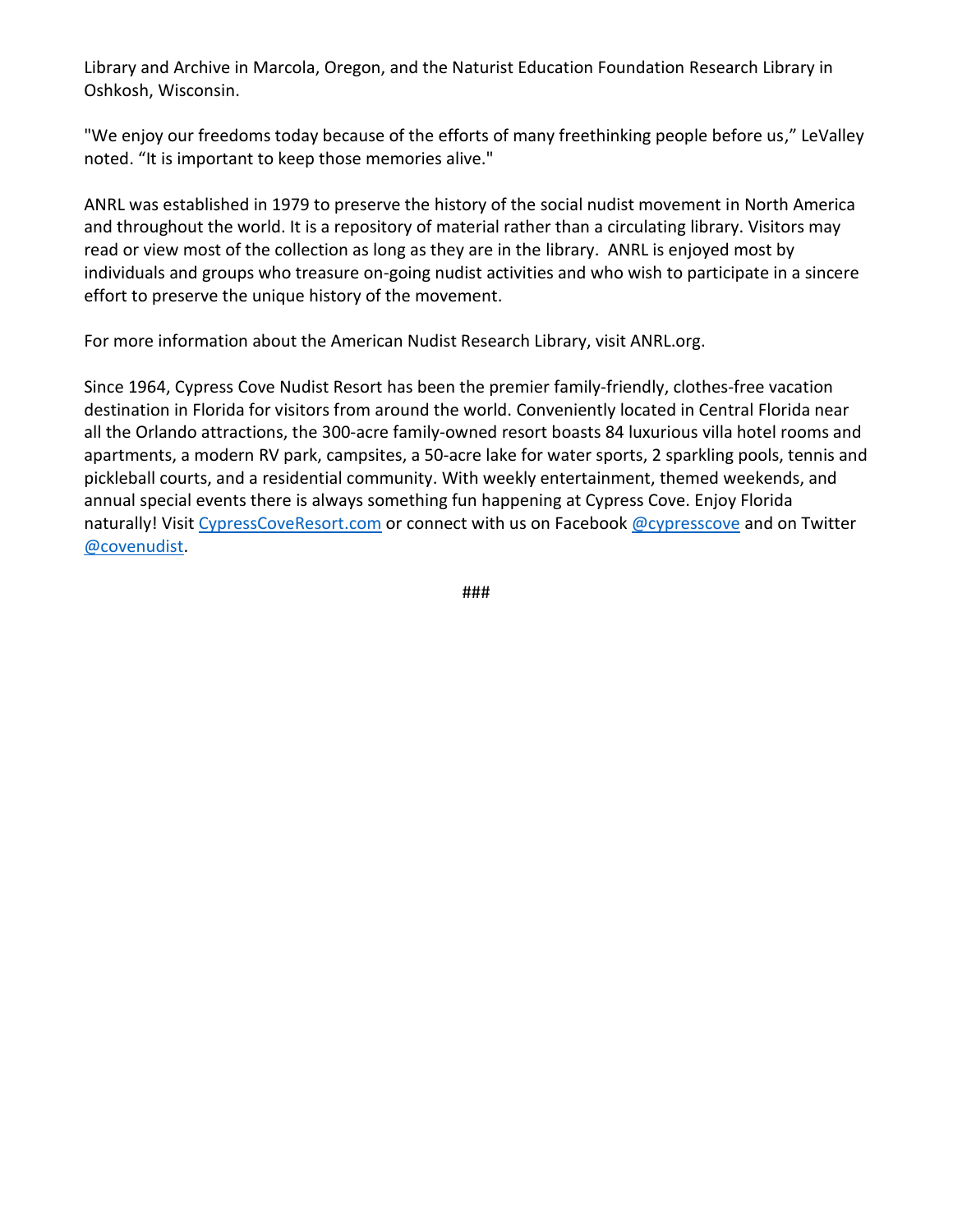Library and Archive in Marcola, Oregon, and the Naturist Education Foundation Research Library in Oshkosh, Wisconsin.

"We enjoy our freedoms today because of the efforts of many freethinking people before us," LeValley noted. "It is important to keep those memories alive."

ANRL was established in 1979 to preserve the history of the social nudist movement in North America and throughout the world. It is a repository of material rather than a circulating library. Visitors may read or view most of the collection as long as they are in the library. ANRL is enjoyed most by individuals and groups who treasure on-going nudist activities and who wish to participate in a sincere effort to preserve the unique history of the movement.

For more information about the American Nudist Research Library, visit ANRL.org.

Since 1964, Cypress Cove Nudist Resort has been the premier family-friendly, clothes-free vacation destination in Florida for visitors from around the world. Conveniently located in Central Florida near all the Orlando attractions, the 300-acre family-owned resort boasts 84 luxurious villa hotel rooms and apartments, a modern RV park, campsites, a 50-acre lake for water sports, 2 sparkling pools, tennis and pickleball courts, and a residential community. With weekly entertainment, themed weekends, and annual special events there is always something fun happening at Cypress Cove. Enjoy Florida naturally! Visit CypressCoveResort.com or connect with us on Facebook @cypresscove and on Twitter @covenudist.

###